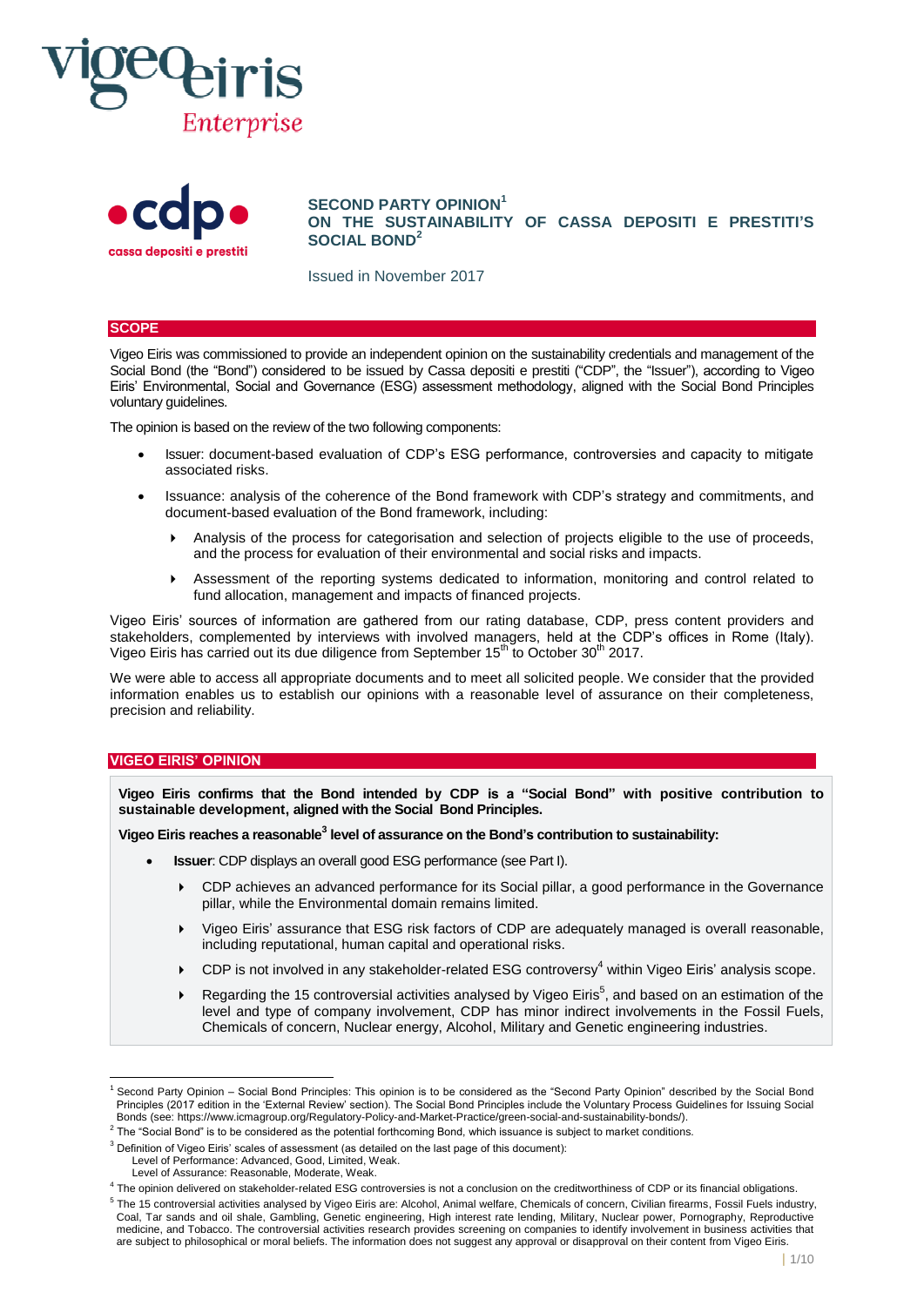# SECOND PARTY OPINION[1] ON THE SUSTAINABILITY OF CASSA DEPOSITI E PRESTITI'S SOCIAL BOND[2]

Issued in November 2017

## SCOPE

Vigeo Eiris was commissioned to provide an independent opinion on the sustainability credentials and management of the Social Bond (the "Bond") considered to be issued by Cassa depositi e prestiti ("CDP", the "Issuer"), according to Vigeo Eiris' Environmental, Social and Governance (ESG) assessment methodology, aligned with the Social Bond Principles voluntary guidelines.

The opinion is based on the review of the two following components:

- Issuer: document-based evaluation of CDP's ESG performance, controversies and capacity to mitigate associated risks.
- Issuance: analysis of the coherence of the Bond framework with CDP's strategy and commitments, and document-based evaluation of the Bond framework, including:
  - Analysis of the process for categorisation and selection of projects eligible to the use of proceeds, and the process for evaluation of their environmental and social risks and impacts.
  - Assessment of the reporting systems dedicated to information, monitoring and control related to fund allocation, management and impacts of financed projects.

Vigeo Eiris' sources of information are gathered from our rating database, CDP, press content providers and stakeholders, complemented by interviews with involved managers, held at the CDP's offices in Rome (Italy). Vigeo Eiris has carried out its due diligence from September 15th to October 30th 2017.

We were able to access all appropriate documents and to meet all solicited people. We consider that the provided information enables us to establish our opinions with a reasonable level of assurance on their completeness, precision and reliability.

## VIGEO EIRIS' OPINION

**Vigeo Eiris confirms that the Bond intended by CDP is a "Social Bond" with positive contribution to sustainable development, aligned with the Social Bond Principles.**

**Vigeo Eiris reaches a reasonable[3] level of assurance on the Bond's contribution to sustainability:**

- **Issuer**: CDP displays an overall good ESG performance (see Part I).
  - CDP achieves an advanced performance for its Social pillar, a good performance in the Governance pillar, while the Environmental domain remains limited.
  - Vigeo Eiris' assurance that ESG risk factors of CDP are adequately managed is overall reasonable, including reputational, human capital and operational risks.
  - CDP is not involved in any stakeholder-related ESG controversy[4] within Vigeo Eiris' analysis scope.
  - Regarding the 15 controversial activities analysed by Vigeo Eiris[5], and based on an estimation of the level and type of company involvement, CDP has minor indirect involvements in the Fossil Fuels, Chemicals of concern, Nuclear energy, Alcohol, Military and Genetic engineering industries.

---

[1] Second Party Opinion – Social Bond Principles: This opinion is to be considered as the "Second Party Opinion" described by the Social Bond Principles (2017 edition in the 'External Review' section). The Social Bond Principles include the Voluntary Process Guidelines for Issuing Social Bonds (see: https://www.icmagroup.org/Regulatory-Policy-and-Market-Practice/green-social-and-sustainability-bonds/).

[2] The "Social Bond" is to be considered as the potential forthcoming Bond, which issuance is subject to market conditions.

[3] Definition of Vigeo Eiris' scales of assessment (as detailed on the last page of this document):
Level of Performance: Advanced, Good, Limited, Weak.
Level of Assurance: Reasonable, Moderate, Weak.

[4] The opinion delivered on stakeholder-related ESG controversies is not a conclusion on the creditworthiness of CDP or its financial obligations.

[5] The 15 controversial activities analysed by Vigeo Eiris are: Alcohol, Animal welfare, Chemicals of concern, Civilian firearms, Fossil Fuels industry, Coal, Tar sands and oil shale, Gambling, Genetic engineering, High interest rate lending, Military, Nuclear power, Pornography, Reproductive medicine, and Tobacco. The controversial activities research provides screening on companies to identify involvement in business activities that are subject to philosophical or moral beliefs. The information does not suggest any approval or disapproval on their content from Vigeo Eiris.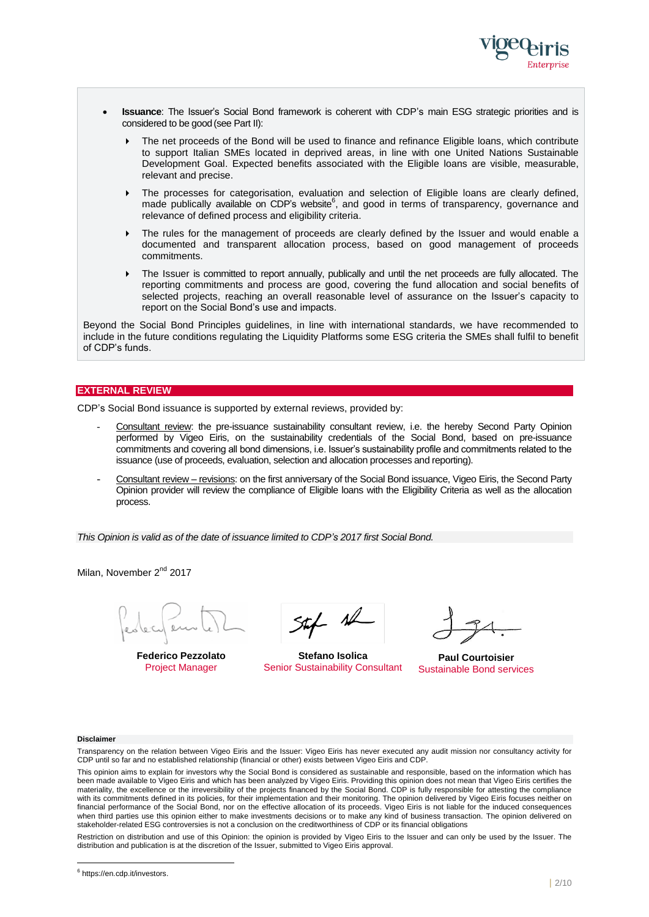- **Issuance**: The Issuer's Social Bond framework is coherent with CDP's main ESG strategic priorities and is considered to be good (see Part II):
  - The net proceeds of the Bond will be used to finance and refinance Eligible loans, which contribute to support Italian SMEs located in deprived areas, in line with one United Nations Sustainable Development Goal. Expected benefits associated with the Eligible loans are visible, measurable, relevant and precise.
  - The processes for categorisation, evaluation and selection of Eligible loans are clearly defined, made publically available on CDP's website[6], and good in terms of transparency, governance and relevance of defined process and eligibility criteria.
  - The rules for the management of proceeds are clearly defined by the Issuer and would enable a documented and transparent allocation process, based on good management of proceeds commitments.
  - The Issuer is committed to report annually, publically and until the net proceeds are fully allocated. The reporting commitments and process are good, covering the fund allocation and social benefits of selected projects, reaching an overall reasonable level of assurance on the Issuer's capacity to report on the Social Bond's use and impacts.

Beyond the Social Bond Principles guidelines, in line with international standards, we have recommended to include in the future conditions regulating the Liquidity Platforms some ESG criteria the SMEs shall fulfil to benefit of CDP's funds.

## EXTERNAL REVIEW

CDP's Social Bond issuance is supported by external reviews, provided by:

- Consultant review: the pre-issuance sustainability consultant review, i.e. the hereby Second Party Opinion performed by Vigeo Eiris, on the sustainability credentials of the Social Bond, based on pre-issuance commitments and covering all bond dimensions, i.e. Issuer's sustainability profile and commitments related to the issuance (use of proceeds, evaluation, selection and allocation processes and reporting).
- Consultant review – revisions: on the first anniversary of the Social Bond issuance, Vigeo Eiris, the Second Party Opinion provider will review the compliance of Eligible loans with the Eligibility Criteria as well as the allocation process.

*This Opinion is valid as of the date of issuance limited to CDP's 2017 first Social Bond.*

Milan, November 2nd 2017

| **Federico Pezzolato** | **Stefano Isolica** | **Paul Courtoisier** |
|---|---|---|
| Project Manager | Senior Sustainability Consultant | Sustainable Bond services |

**Disclaimer**

Transparency on the relation between Vigeo Eiris and the Issuer: Vigeo Eiris has never executed any audit mission nor consultancy activity for CDP until so far and no established relationship (financial or other) exists between Vigeo Eiris and CDP.

This opinion aims to explain for investors why the Social Bond is considered as sustainable and responsible, based on the information which has been made available to Vigeo Eiris and which has been analyzed by Vigeo Eiris. Providing this opinion does not mean that Vigeo Eiris certifies the materiality, the excellence or the irreversibility of the projects financed by the Social Bond. CDP is fully responsible for attesting the compliance with its commitments defined in its policies, for their implementation and their monitoring. The opinion delivered by Vigeo Eiris focuses neither on financial performance of the Social Bond, nor on the effective allocation of its proceeds. Vigeo Eiris is not liable for the induced consequences when third parties use this opinion either to make investments decisions or to make any kind of business transaction. The opinion delivered on stakeholder-related ESG controversies is not a conclusion on the creditworthiness of CDP or its financial obligations

Restriction on distribution and use of this Opinion: the opinion is provided by Vigeo Eiris to the Issuer and can only be used by the Issuer. The distribution and publication is at the discretion of the Issuer, submitted to Vigeo Eiris approval.

[6] https://en.cdp.it/investors.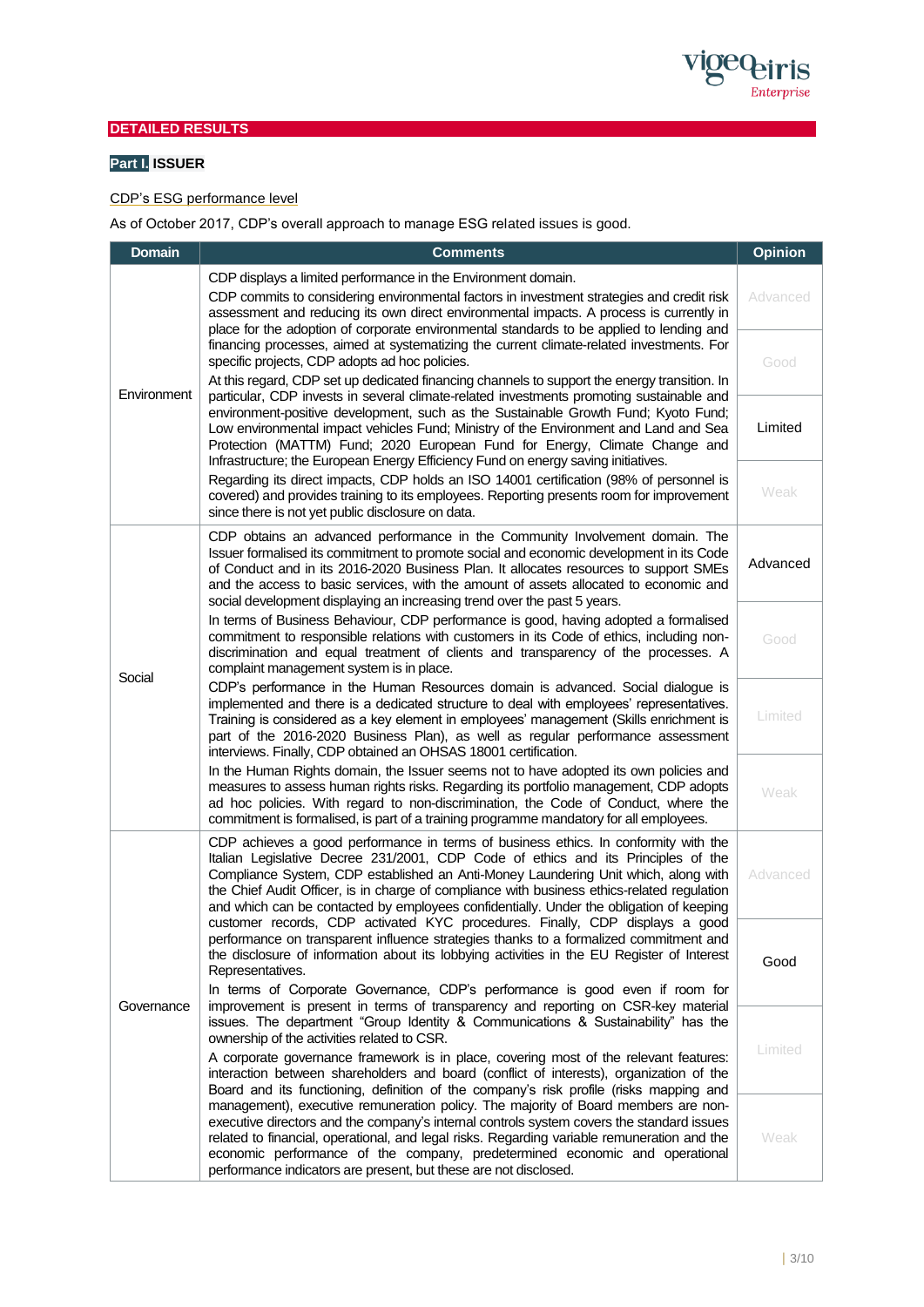## DETAILED RESULTS

### Part I. ISSUER

CDP's ESG performance level

As of October 2017, CDP's overall approach to manage ESG related issues is good.

| Domain | Comments | Opinion |
|---|---|---|
| Environment | CDP displays a limited performance in the Environment domain.<br>CDP commits to considering environmental factors in investment strategies and credit risk assessment and reducing its own direct environmental impacts. A process is currently in place for the adoption of corporate environmental standards to be applied to lending and financing processes, aimed at systematizing the current climate-related investments. For specific projects, CDP adopts ad hoc policies.<br>At this regard, CDP set up dedicated financing channels to support the energy transition. In particular, CDP invests in several climate-related investments promoting sustainable and environment-positive development, such as the Sustainable Growth Fund; Kyoto Fund; Low environmental impact vehicles Fund; Ministry of the Environment and Land and Sea Protection (MATTM) Fund; 2020 European Fund for Energy, Climate Change and Infrastructure; the European Energy Efficiency Fund on energy saving initiatives.<br>Regarding its direct impacts, CDP holds an ISO 14001 certification (98% of personnel is covered) and provides training to its employees. Reporting presents room for improvement since there is not yet public disclosure on data. | Limited |
| Social | CDP obtains an advanced performance in the Community Involvement domain. The Issuer formalised its commitment to promote social and economic development in its Code of Conduct and in its 2016-2020 Business Plan. It allocates resources to support SMEs and the access to basic services, with the amount of assets allocated to economic and social development displaying an increasing trend over the past 5 years.<br>In terms of Business Behaviour, CDP performance is good, having adopted a formalised commitment to responsible relations with customers in its Code of ethics, including non-discrimination and equal treatment of clients and transparency of the processes. A complaint management system is in place.<br>CDP's performance in the Human Resources domain is advanced. Social dialogue is implemented and there is a dedicated structure to deal with employees' representatives. Training is considered as a key element in employees' management (Skills enrichment is part of the 2016-2020 Business Plan), as well as regular performance assessment interviews. Finally, CDP obtained an OHSAS 18001 certification.<br>In the Human Rights domain, the Issuer seems not to have adopted its own policies and measures to assess human rights risks. Regarding its portfolio management, CDP adopts ad hoc policies. With regard to non-discrimination, the Code of Conduct, where the commitment is formalised, is part of a training programme mandatory for all employees. | Advanced |
| Governance | CDP achieves a good performance in terms of business ethics. In conformity with the Italian Legislative Decree 231/2001, CDP Code of ethics and its Principles of the Compliance System, CDP established an Anti-Money Laundering Unit which, along with the Chief Audit Officer, is in charge of compliance with business ethics-related regulation and which can be contacted by employees confidentially. Under the obligation of keeping customer records, CDP activated KYC procedures. Finally, CDP displays a good performance on transparent influence strategies thanks to a formalized commitment and the disclosure of information about its lobbying activities in the EU Register of Interest Representatives.<br>In terms of Corporate Governance, CDP's performance is good even if room for improvement is present in terms of transparency and reporting on CSR-key material issues. The department "Group Identity & Communications & Sustainability" has the ownership of the activities related to CSR.<br>A corporate governance framework is in place, covering most of the relevant features: interaction between shareholders and board (conflict of interests), organization of the Board and its functioning, definition of the company's risk profile (risks mapping and management), executive remuneration policy. The majority of Board members are non-executive directors and the company's internal controls system covers the standard issues related to financial, operational, and legal risks. Regarding variable remuneration and the economic performance of the company, predetermined economic and operational performance indicators are present, but these are not disclosed. | Good |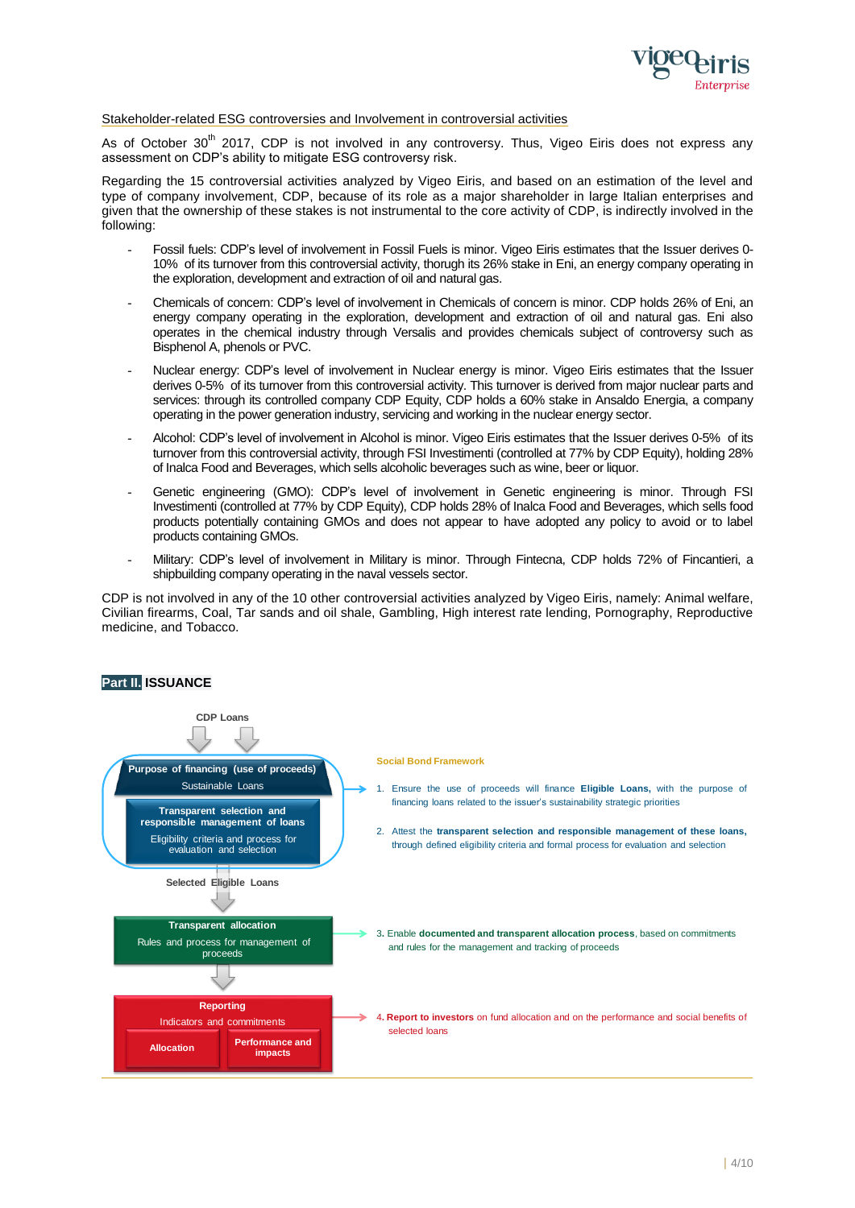Stakeholder-related ESG controversies and Involvement in controversial activities

As of October 30th 2017, CDP is not involved in any controversy. Thus, Vigeo Eiris does not express any assessment on CDP's ability to mitigate ESG controversy risk.

Regarding the 15 controversial activities analyzed by Vigeo Eiris, and based on an estimation of the level and type of company involvement, CDP, because of its role as a major shareholder in large Italian enterprises and given that the ownership of these stakes is not instrumental to the core activity of CDP, is indirectly involved in the following:

- Fossil fuels: CDP's level of involvement in Fossil Fuels is minor. Vigeo Eiris estimates that the Issuer derives 0-10% of its turnover from this controversial activity, thorugh its 26% stake in Eni, an energy company operating in the exploration, development and extraction of oil and natural gas.
- Chemicals of concern: CDP's level of involvement in Chemicals of concern is minor. CDP holds 26% of Eni, an energy company operating in the exploration, development and extraction of oil and natural gas. Eni also operates in the chemical industry through Versalis and provides chemicals subject of controversy such as Bisphenol A, phenols or PVC.
- Nuclear energy: CDP's level of involvement in Nuclear energy is minor. Vigeo Eiris estimates that the Issuer derives 0-5% of its turnover from this controversial activity. This turnover is derived from major nuclear parts and services: through its controlled company CDP Equity, CDP holds a 60% stake in Ansaldo Energia, a company operating in the power generation industry, servicing and working in the nuclear energy sector.
- Alcohol: CDP's level of involvement in Alcohol is minor. Vigeo Eiris estimates that the Issuer derives 0-5% of its turnover from this controversial activity, through FSI Investimenti (controlled at 77% by CDP Equity), holding 28% of Inalca Food and Beverages, which sells alcoholic beverages such as wine, beer or liquor.
- Genetic engineering (GMO): CDP's level of involvement in Genetic engineering is minor. Through FSI Investimenti (controlled at 77% by CDP Equity), CDP holds 28% of Inalca Food and Beverages, which sells food products potentially containing GMOs and does not appear to have adopted any policy to avoid or to label products containing GMOs.
- Military: CDP's level of involvement in Military is minor. Through Fintecna, CDP holds 72% of Fincantieri, a shipbuilding company operating in the naval vessels sector.

CDP is not involved in any of the 10 other controversial activities analyzed by Vigeo Eiris, namely: Animal welfare, Civilian firearms, Coal, Tar sands and oil shale, Gambling, High interest rate lending, Pornography, Reproductive medicine, and Tobacco.

## Part II. ISSUANCE

CDP Loans

**Purpose of financing (use of proceeds)**
Sustainable Loans

**Transparent selection and responsible management of loans**
Eligibility criteria and process for evaluation and selection

Selected Eligible Loans

**Transparent allocation**
Rules and process for management of proceeds

**Reporting**
Indicators and commitments
- **Allocation**
- **Performance and impacts**

**Social Bond Framework**

1. Ensure the use of proceeds will finance **Eligible Loans,** with the purpose of financing loans related to the issuer's sustainability strategic priorities
2. Attest the **transparent selection and responsible management of these loans,** through defined eligibility criteria and formal process for evaluation and selection
3. Enable **documented and transparent allocation process**, based on commitments and rules for the management and tracking of proceeds
4. **Report to investors** on fund allocation and on the performance and social benefits of selected loans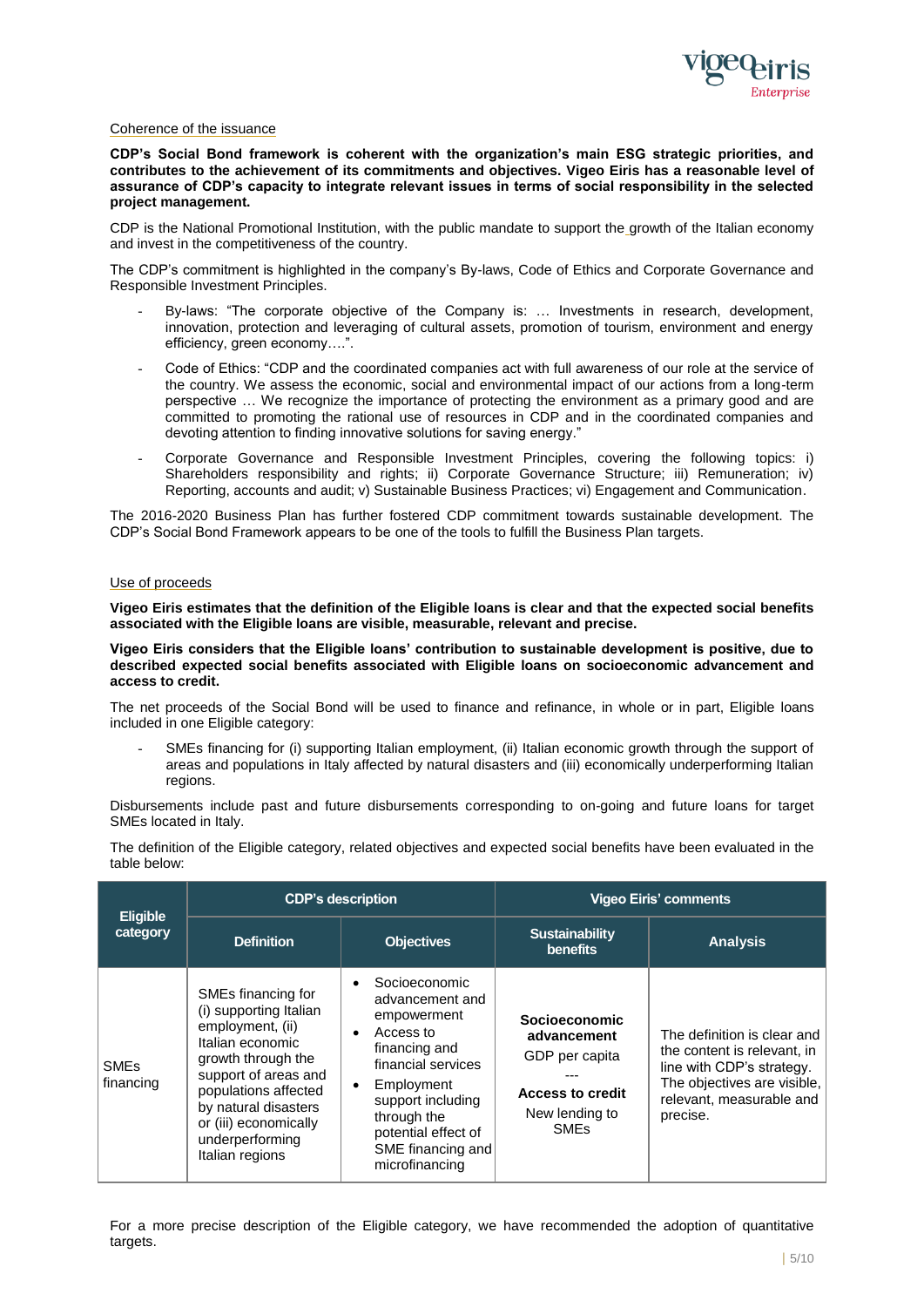Coherence of the issuance

**CDP's Social Bond framework is coherent with the organization's main ESG strategic priorities, and contributes to the achievement of its commitments and objectives. Vigeo Eiris has a reasonable level of assurance of CDP's capacity to integrate relevant issues in terms of social responsibility in the selected project management.**

CDP is the National Promotional Institution, with the public mandate to support the growth of the Italian economy and invest in the competitiveness of the country.

The CDP's commitment is highlighted in the company's By-laws, Code of Ethics and Corporate Governance and Responsible Investment Principles.

- By-laws: "The corporate objective of the Company is: … Investments in research, development, innovation, protection and leveraging of cultural assets, promotion of tourism, environment and energy efficiency, green economy….".
- Code of Ethics: "CDP and the coordinated companies act with full awareness of our role at the service of the country. We assess the economic, social and environmental impact of our actions from a long-term perspective … We recognize the importance of protecting the environment as a primary good and are committed to promoting the rational use of resources in CDP and in the coordinated companies and devoting attention to finding innovative solutions for saving energy."
- Corporate Governance and Responsible Investment Principles, covering the following topics: i) Shareholders responsibility and rights; ii) Corporate Governance Structure; iii) Remuneration; iv) Reporting, accounts and audit; v) Sustainable Business Practices; vi) Engagement and Communication.

The 2016-2020 Business Plan has further fostered CDP commitment towards sustainable development. The CDP's Social Bond Framework appears to be one of the tools to fulfill the Business Plan targets.

Use of proceeds

**Vigeo Eiris estimates that the definition of the Eligible loans is clear and that the expected social benefits associated with the Eligible loans are visible, measurable, relevant and precise.**

**Vigeo Eiris considers that the Eligible loans' contribution to sustainable development is positive, due to described expected social benefits associated with Eligible loans on socioeconomic advancement and access to credit.**

The net proceeds of the Social Bond will be used to finance and refinance, in whole or in part, Eligible loans included in one Eligible category:

- SMEs financing for (i) supporting Italian employment, (ii) Italian economic growth through the support of areas and populations in Italy affected by natural disasters and (iii) economically underperforming Italian regions.

Disbursements include past and future disbursements corresponding to on-going and future loans for target SMEs located in Italy.

The definition of the Eligible category, related objectives and expected social benefits have been evaluated in the table below:

| Eligible category | CDP's description | | Vigeo Eiris' comments | |
|---|---|---|---|---|
| | Definition | Objectives | Sustainability benefits | Analysis |
| SMEs financing | SMEs financing for (i) supporting Italian employment, (ii) Italian economic growth through the support of areas and populations affected by natural disasters or (iii) economically underperforming Italian regions | • Socioeconomic advancement and empowerment<br>• Access to financing and financial services<br>• Employment support including through the potential effect of SME financing and microfinancing | **Socioeconomic advancement**<br>GDP per capita<br>---<br>**Access to credit**<br>New lending to SMEs | The definition is clear and the content is relevant, in line with CDP's strategy. The objectives are visible, relevant, measurable and precise. |

For a more precise description of the Eligible category, we have recommended the adoption of quantitative targets.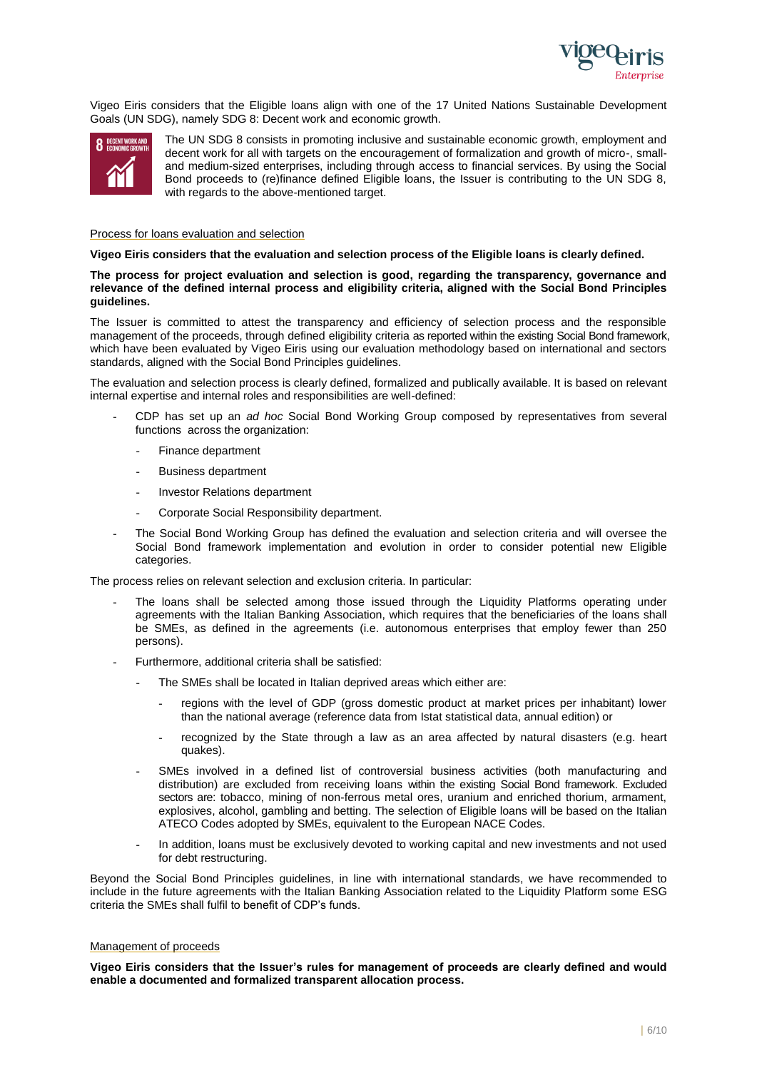Vigeo Eiris considers that the Eligible loans align with one of the 17 United Nations Sustainable Development Goals (UN SDG), namely SDG 8: Decent work and economic growth.

The UN SDG 8 consists in promoting inclusive and sustainable economic growth, employment and decent work for all with targets on the encouragement of formalization and growth of micro-, small- and medium-sized enterprises, including through access to financial services. By using the Social Bond proceeds to (re)finance defined Eligible loans, the Issuer is contributing to the UN SDG 8, with regards to the above-mentioned target.

Process for loans evaluation and selection

**Vigeo Eiris considers that the evaluation and selection process of the Eligible loans is clearly defined.**

**The process for project evaluation and selection is good, regarding the transparency, governance and relevance of the defined internal process and eligibility criteria, aligned with the Social Bond Principles guidelines.**

The Issuer is committed to attest the transparency and efficiency of selection process and the responsible management of the proceeds, through defined eligibility criteria as reported within the existing Social Bond framework, which have been evaluated by Vigeo Eiris using our evaluation methodology based on international and sectors standards, aligned with the Social Bond Principles guidelines.

The evaluation and selection process is clearly defined, formalized and publically available. It is based on relevant internal expertise and internal roles and responsibilities are well-defined:

- CDP has set up an *ad hoc* Social Bond Working Group composed by representatives from several functions across the organization:
  - Finance department
  - Business department
  - Investor Relations department
  - Corporate Social Responsibility department.
- The Social Bond Working Group has defined the evaluation and selection criteria and will oversee the Social Bond framework implementation and evolution in order to consider potential new Eligible categories.

The process relies on relevant selection and exclusion criteria. In particular:

- The loans shall be selected among those issued through the Liquidity Platforms operating under agreements with the Italian Banking Association, which requires that the beneficiaries of the loans shall be SMEs, as defined in the agreements (i.e. autonomous enterprises that employ fewer than 250 persons).
- Furthermore, additional criteria shall be satisfied:
  - The SMEs shall be located in Italian deprived areas which either are:
    - regions with the level of GDP (gross domestic product at market prices per inhabitant) lower than the national average (reference data from Istat statistical data, annual edition) or
    - recognized by the State through a law as an area affected by natural disasters (e.g. heart quakes).
  - SMEs involved in a defined list of controversial business activities (both manufacturing and distribution) are excluded from receiving loans within the existing Social Bond framework. Excluded sectors are: tobacco, mining of non-ferrous metal ores, uranium and enriched thorium, armament, explosives, alcohol, gambling and betting. The selection of Eligible loans will be based on the Italian ATECO Codes adopted by SMEs, equivalent to the European NACE Codes.
  - In addition, loans must be exclusively devoted to working capital and new investments and not used for debt restructuring.

Beyond the Social Bond Principles guidelines, in line with international standards, we have recommended to include in the future agreements with the Italian Banking Association related to the Liquidity Platform some ESG criteria the SMEs shall fulfil to benefit of CDP's funds.

Management of proceeds

**Vigeo Eiris considers that the Issuer's rules for management of proceeds are clearly defined and would enable a documented and formalized transparent allocation process.**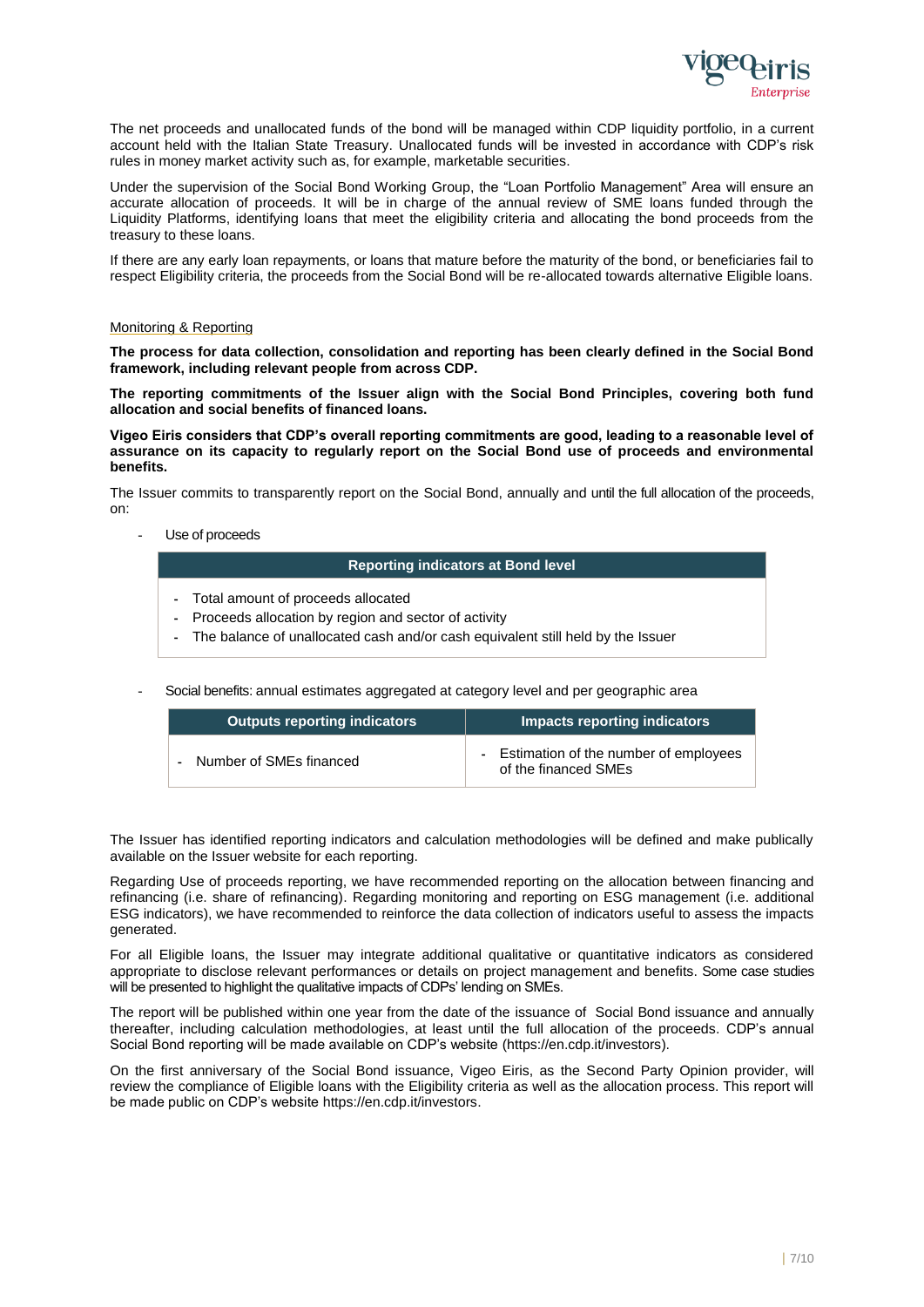The net proceeds and unallocated funds of the bond will be managed within CDP liquidity portfolio, in a current account held with the Italian State Treasury. Unallocated funds will be invested in accordance with CDP's risk rules in money market activity such as, for example, marketable securities.

Under the supervision of the Social Bond Working Group, the "Loan Portfolio Management" Area will ensure an accurate allocation of proceeds. It will be in charge of the annual review of SME loans funded through the Liquidity Platforms, identifying loans that meet the eligibility criteria and allocating the bond proceeds from the treasury to these loans.

If there are any early loan repayments, or loans that mature before the maturity of the bond, or beneficiaries fail to respect Eligibility criteria, the proceeds from the Social Bond will be re-allocated towards alternative Eligible loans.

<u>Monitoring & Reporting</u>

**The process for data collection, consolidation and reporting has been clearly defined in the Social Bond framework, including relevant people from across CDP.**

**The reporting commitments of the Issuer align with the Social Bond Principles, covering both fund allocation and social benefits of financed loans.**

**Vigeo Eiris considers that CDP's overall reporting commitments are good, leading to a reasonable level of assurance on its capacity to regularly report on the Social Bond use of proceeds and environmental benefits.**

The Issuer commits to transparently report on the Social Bond, annually and until the full allocation of the proceeds, on:

- Use of proceeds

| Reporting indicators at Bond level |
|---|
| - Total amount of proceeds allocated<br>- Proceeds allocation by region and sector of activity<br>- The balance of unallocated cash and/or cash equivalent still held by the Issuer |

- Social benefits: annual estimates aggregated at category level and per geographic area

| Outputs reporting indicators | Impacts reporting indicators |
|---|---|
| - Number of SMEs financed | - Estimation of the number of employees of the financed SMEs |

The Issuer has identified reporting indicators and calculation methodologies will be defined and make publically available on the Issuer website for each reporting.

Regarding Use of proceeds reporting, we have recommended reporting on the allocation between financing and refinancing (i.e. share of refinancing). Regarding monitoring and reporting on ESG management (i.e. additional ESG indicators), we have recommended to reinforce the data collection of indicators useful to assess the impacts generated.

For all Eligible loans, the Issuer may integrate additional qualitative or quantitative indicators as considered appropriate to disclose relevant performances or details on project management and benefits. Some case studies will be presented to highlight the qualitative impacts of CDPs' lending on SMEs.

The report will be published within one year from the date of the issuance of Social Bond issuance and annually thereafter, including calculation methodologies, at least until the full allocation of the proceeds. CDP's annual Social Bond reporting will be made available on CDP's website (https://en.cdp.it/investors).

On the first anniversary of the Social Bond issuance, Vigeo Eiris, as the Second Party Opinion provider, will review the compliance of Eligible loans with the Eligibility criteria as well as the allocation process. This report will be made public on CDP's website https://en.cdp.it/investors.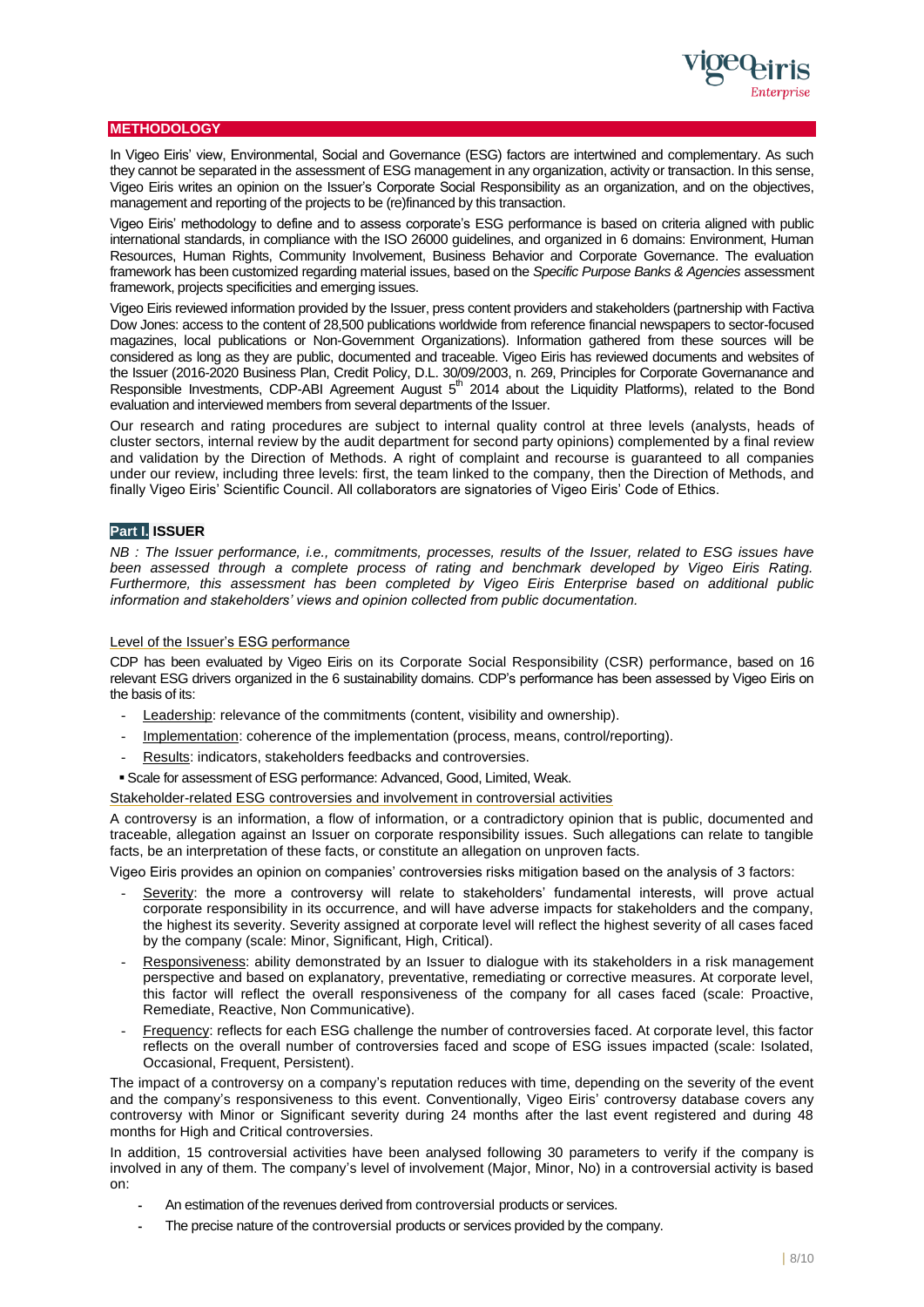## METHODOLOGY

In Vigeo Eiris' view, Environmental, Social and Governance (ESG) factors are intertwined and complementary. As such they cannot be separated in the assessment of ESG management in any organization, activity or transaction. In this sense, Vigeo Eiris writes an opinion on the Issuer's Corporate Social Responsibility as an organization, and on the objectives, management and reporting of the projects to be (re)financed by this transaction.

Vigeo Eiris' methodology to define and to assess corporate's ESG performance is based on criteria aligned with public international standards, in compliance with the ISO 26000 guidelines, and organized in 6 domains: Environment, Human Resources, Human Rights, Community Involvement, Business Behavior and Corporate Governance. The evaluation framework has been customized regarding material issues, based on the *Specific Purpose Banks & Agencies* assessment framework, projects specificities and emerging issues.

Vigeo Eiris reviewed information provided by the Issuer, press content providers and stakeholders (partnership with Factiva Dow Jones: access to the content of 28,500 publications worldwide from reference financial newspapers to sector-focused magazines, local publications or Non-Government Organizations). Information gathered from these sources will be considered as long as they are public, documented and traceable. Vigeo Eiris has reviewed documents and websites of the Issuer (2016-2020 Business Plan, Credit Policy, D.L. 30/09/2003, n. 269, Principles for Corporate Governance and Responsible Investments, CDP-ABI Agreement August 5th 2014 about the Liquidity Platforms), related to the Bond evaluation and interviewed members from several departments of the Issuer.

Our research and rating procedures are subject to internal quality control at three levels (analysts, heads of cluster sectors, internal review by the audit department for second party opinions) complemented by a final review and validation by the Direction of Methods. A right of complaint and recourse is guaranteed to all companies under our review, including three levels: first, the team linked to the company, then the Direction of Methods, and finally Vigeo Eiris' Scientific Council. All collaborators are signatories of Vigeo Eiris' Code of Ethics.

### Part I. ISSUER

*NB : The Issuer performance, i.e., commitments, processes, results of the Issuer, related to ESG issues have been assessed through a complete process of rating and benchmark developed by Vigeo Eiris Rating. Furthermore, this assessment has been completed by Vigeo Eiris Enterprise based on additional public information and stakeholders' views and opinion collected from public documentation.*

Level of the Issuer's ESG performance

CDP has been evaluated by Vigeo Eiris on its Corporate Social Responsibility (CSR) performance, based on 16 relevant ESG drivers organized in the 6 sustainability domains. CDP's performance has been assessed by Vigeo Eiris on the basis of its:

- Leadership: relevance of the commitments (content, visibility and ownership).
- Implementation: coherence of the implementation (process, means, control/reporting).
- Results: indicators, stakeholders feedbacks and controversies.

▪ Scale for assessment of ESG performance: Advanced, Good, Limited, Weak.

Stakeholder-related ESG controversies and involvement in controversial activities

A controversy is an information, a flow of information, or a contradictory opinion that is public, documented and traceable, allegation against an Issuer on corporate responsibility issues. Such allegations can relate to tangible facts, be an interpretation of these facts, or constitute an allegation on unproven facts.

Vigeo Eiris provides an opinion on companies' controversies risks mitigation based on the analysis of 3 factors:

- Severity: the more a controversy will relate to stakeholders' fundamental interests, will prove actual corporate responsibility in its occurrence, and will have adverse impacts for stakeholders and the company, the highest its severity. Severity assigned at corporate level will reflect the highest severity of all cases faced by the company (scale: Minor, Significant, High, Critical).
- Responsiveness: ability demonstrated by an Issuer to dialogue with its stakeholders in a risk management perspective and based on explanatory, preventative, remediating or corrective measures. At corporate level, this factor will reflect the overall responsiveness of the company for all cases faced (scale: Proactive, Remediate, Reactive, Non Communicative).
- Frequency: reflects for each ESG challenge the number of controversies faced. At corporate level, this factor reflects on the overall number of controversies faced and scope of ESG issues impacted (scale: Isolated, Occasional, Frequent, Persistent).

The impact of a controversy on a company's reputation reduces with time, depending on the severity of the event and the company's responsiveness to this event. Conventionally, Vigeo Eiris' controversy database covers any controversy with Minor or Significant severity during 24 months after the last event registered and during 48 months for High and Critical controversies.

In addition, 15 controversial activities have been analysed following 30 parameters to verify if the company is involved in any of them. The company's level of involvement (Major, Minor, No) in a controversial activity is based on:

- An estimation of the revenues derived from controversial products or services.
- The precise nature of the controversial products or services provided by the company.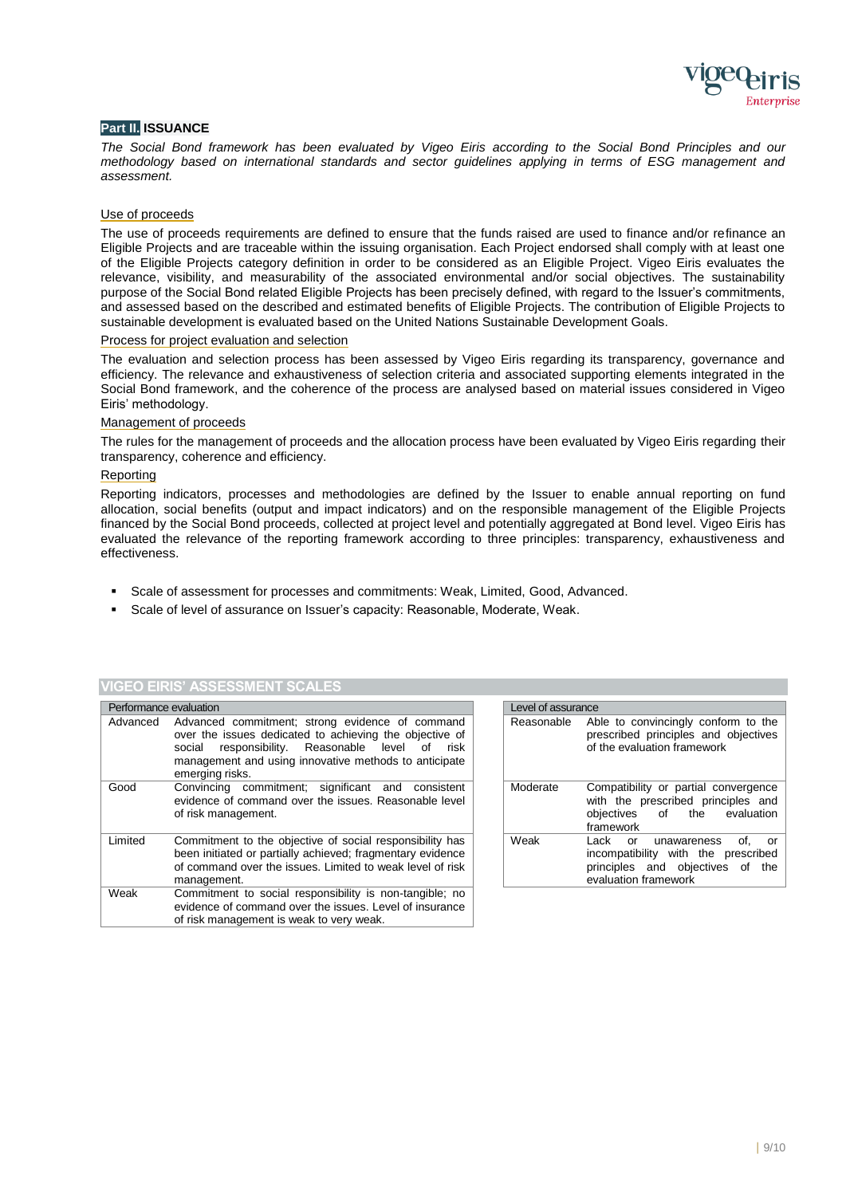## **Part II.** ISSUANCE

*The Social Bond framework has been evaluated by Vigeo Eiris according to the Social Bond Principles and our methodology based on international standards and sector guidelines applying in terms of ESG management and assessment.*

### Use of proceeds

The use of proceeds requirements are defined to ensure that the funds raised are used to finance and/or refinance an Eligible Projects and are traceable within the issuing organisation. Each Project endorsed shall comply with at least one of the Eligible Projects category definition in order to be considered as an Eligible Project. Vigeo Eiris evaluates the relevance, visibility, and measurability of the associated environmental and/or social objectives. The sustainability purpose of the Social Bond related Eligible Projects has been precisely defined, with regard to the Issuer's commitments, and assessed based on the described and estimated benefits of Eligible Projects. The contribution of Eligible Projects to sustainable development is evaluated based on the United Nations Sustainable Development Goals.

### Process for project evaluation and selection

The evaluation and selection process has been assessed by Vigeo Eiris regarding its transparency, governance and efficiency. The relevance and exhaustiveness of selection criteria and associated supporting elements integrated in the Social Bond framework, and the coherence of the process are analysed based on material issues considered in Vigeo Eiris' methodology.

### Management of proceeds

The rules for the management of proceeds and the allocation process have been evaluated by Vigeo Eiris regarding their transparency, coherence and efficiency.

### Reporting

Reporting indicators, processes and methodologies are defined by the Issuer to enable annual reporting on fund allocation, social benefits (output and impact indicators) and on the responsible management of the Eligible Projects financed by the Social Bond proceeds, collected at project level and potentially aggregated at Bond level. Vigeo Eiris has evaluated the relevance of the reporting framework according to three principles: transparency, exhaustiveness and effectiveness.

- Scale of assessment for processes and commitments: Weak, Limited, Good, Advanced.
- Scale of level of assurance on Issuer's capacity: Reasonable, Moderate, Weak.

## VIGEO EIRIS' ASSESSMENT SCALES

| Performance evaluation | |
|---|---|
| Advanced | Advanced commitment; strong evidence of command over the issues dedicated to achieving the objective of social responsibility. Reasonable level of risk management and using innovative methods to anticipate emerging risks. |
| Good | Convincing commitment; significant and consistent evidence of command over the issues. Reasonable level of risk management. |
| Limited | Commitment to the objective of social responsibility has been initiated or partially achieved; fragmentary evidence of command over the issues. Limited to weak level of risk management. |
| Weak | Commitment to social responsibility is non-tangible; no evidence of command over the issues. Level of insurance of risk management is weak to very weak. |

| Level of assurance | |
|---|---|
| Reasonable | Able to convincingly conform to the prescribed principles and objectives of the evaluation framework |
| Moderate | Compatibility or partial convergence with the prescribed principles and objectives of the evaluation framework |
| Weak | Lack or unawareness of, or incompatibility with the prescribed principles and objectives of the evaluation framework |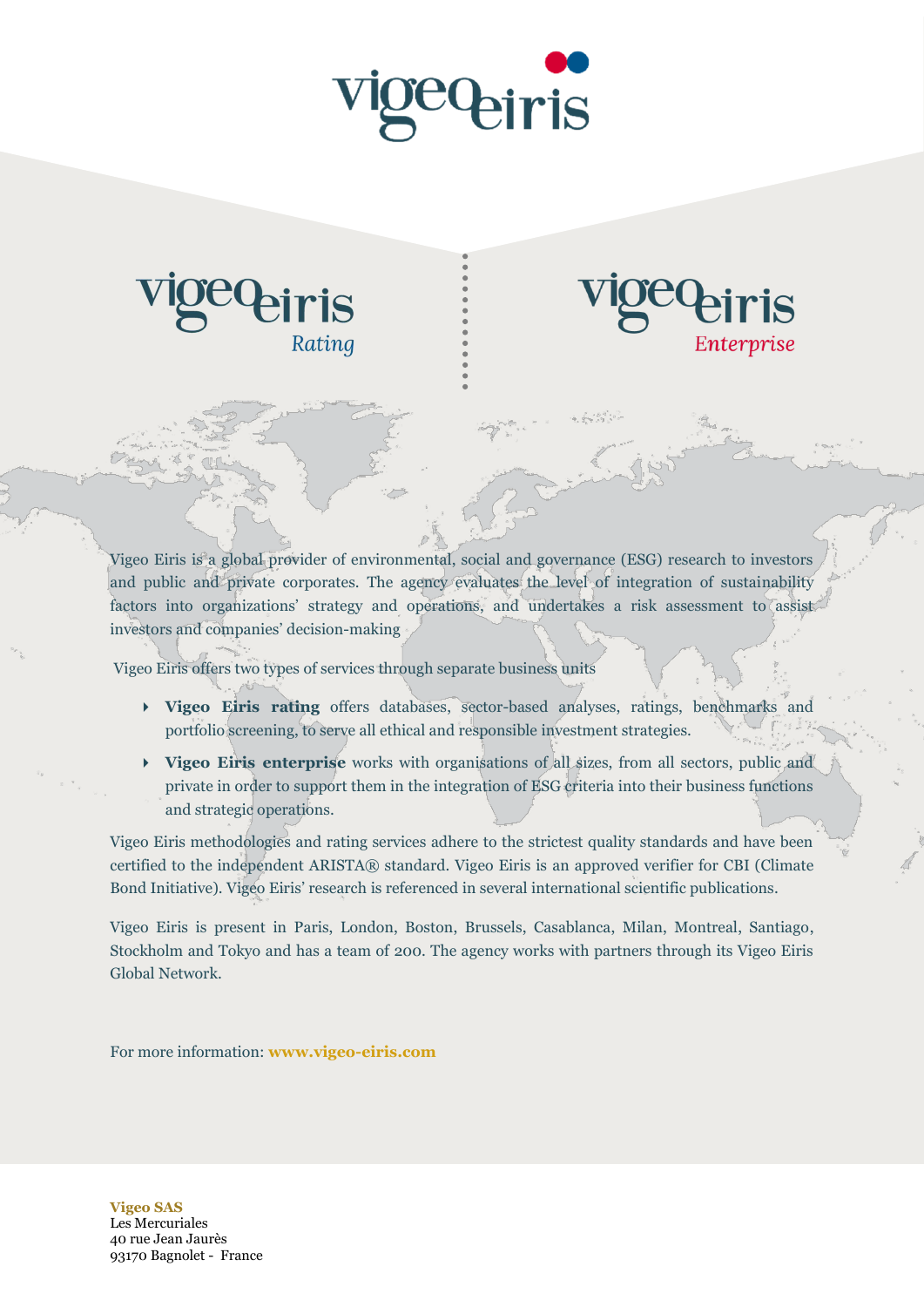vigeo eiris

vigeo eiris *Rating*

vigeo eiris *Enterprise*

Vigeo Eiris is a global provider of environmental, social and governance (ESG) research to investors and public and private corporates. The agency evaluates the level of integration of sustainability factors into organizations' strategy and operations, and undertakes a risk assessment to assist investors and companies' decision-making

Vigeo Eiris offers two types of services through separate business units

- **Vigeo Eiris rating** offers databases, sector-based analyses, ratings, benchmarks and portfolio screening, to serve all ethical and responsible investment strategies.
- **Vigeo Eiris enterprise** works with organisations of all sizes, from all sectors, public and private in order to support them in the integration of ESG criteria into their business functions and strategic operations.

Vigeo Eiris methodologies and rating services adhere to the strictest quality standards and have been certified to the independent ARISTA® standard. Vigeo Eiris is an approved verifier for CBI (Climate Bond Initiative). Vigeo Eiris' research is referenced in several international scientific publications.

Vigeo Eiris is present in Paris, London, Boston, Brussels, Casablanca, Milan, Montreal, Santiago, Stockholm and Tokyo and has a team of 200. The agency works with partners through its Vigeo Eiris Global Network.

For more information: **www.vigeo-eiris.com**

**Vigeo SAS**
Les Mercuriales
40 rue Jean Jaurès
93170 Bagnolet - France